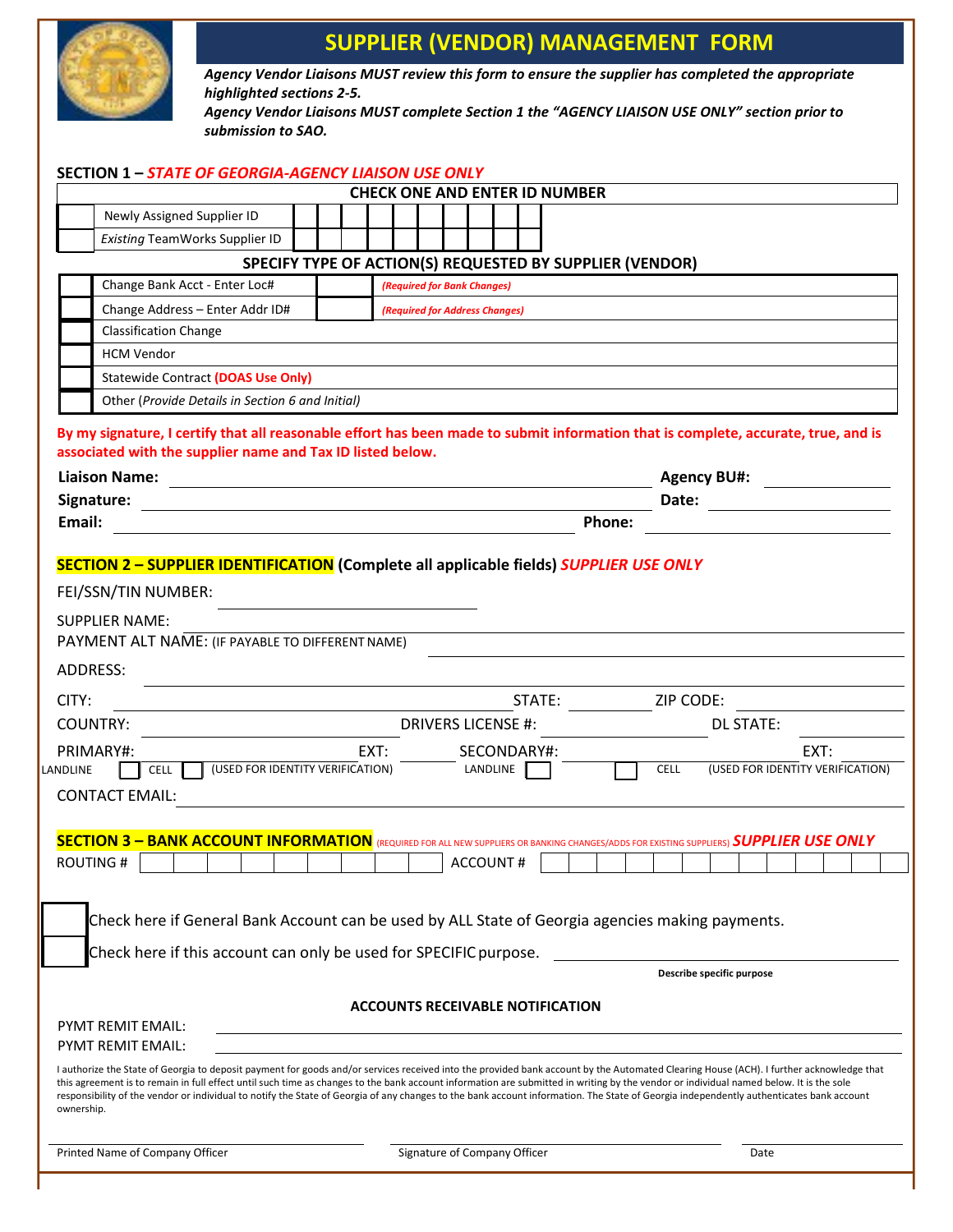# SUPPLIER (VENDOR) MANAGEMENT FORM

***Agency Vendor Liaisons MUST review this form to ensure the supplier has completed the appropriate highlighted sections 2-5.***

***Agency Vendor Liaisons MUST complete Section 1 the "AGENCY LIAISON USE ONLY" section prior to submission to SAO.***

## SECTION 1 – *STATE OF GEORGIA-AGENCY LIAISON USE ONLY*

**CHECK ONE AND ENTER ID NUMBER**

| | | |
|---|---|---|
| ☐ | Newly Assigned Supplier ID | |
| ☐ | *Existing* TeamWorks Supplier ID | |

**SPECIFY TYPE OF ACTION(S) REQUESTED BY SUPPLIER (VENDOR)**

| | | | |
|---|---|---|---|
| ☐ | Change Bank Acct - Enter Loc# | | ***(Required for Bank Changes)*** |
| ☐ | Change Address – Enter Addr ID# | | ***(Required for Address Changes)*** |
| ☐ | Classification Change | | |
| ☐ | HCM Vendor | | |
| ☐ | Statewide Contract **(DOAS Use Only)** | | |
| ☐ | Other (*Provide Details in Section 6 and Initial)* | | |

**By my signature, I certify that all reasonable effort has been made to submit information that is complete, accurate, true, and is associated with the supplier name and Tax ID listed below.**

**Liaison Name:** ______________________________ **Agency BU#:** ____________

**Signature:** ______________________________ **Date:** ____________

**Email:** ______________________________ **Phone:** ____________

## SECTION 2 – SUPPLIER IDENTIFICATION (Complete all applicable fields) *SUPPLIER USE ONLY*

FEI/SSN/TIN NUMBER: ______________________________

SUPPLIER NAME: ______________________________

PAYMENT ALT NAME: (IF PAYABLE TO DIFFERENT NAME) ______________________________

ADDRESS: ______________________________

CITY: ____________ STATE: ____________ ZIP CODE: ____________

COUNTRY: ____________ DRIVERS LICENSE #: ____________ DL STATE: ____________

PRIMARY#: ____________ EXT: ______ SECONDARY#: ____________ EXT: ______

LANDLINE ☐ CELL ☐ (USED FOR IDENTITY VERIFICATION) LANDLINE ☐ ☐ CELL (USED FOR IDENTITY VERIFICATION)

CONTACT EMAIL: ______________________________

## SECTION 3 – BANK ACCOUNT INFORMATION (REQUIRED FOR ALL NEW SUPPLIERS OR BANKING CHANGES/ADDS FOR EXISTING SUPPLIERS) *SUPPLIER USE ONLY*

ROUTING # ☐☐☐☐☐☐☐☐☐ ACCOUNT # ☐☐☐☐☐☐☐☐☐☐☐☐☐

☐ Check here if General Bank Account can be used by ALL State of Georgia agencies making payments.

☐ Check here if this account can only be used for SPECIFIC purpose. ______________________________

**Describe specific purpose**

**ACCOUNTS RECEIVABLE NOTIFICATION**

PYMT REMIT EMAIL: ______________________________

PYMT REMIT EMAIL: ______________________________

I authorize the State of Georgia to deposit payment for goods and/or services received into the provided bank account by the Automated Clearing House (ACH). I further acknowledge that this agreement is to remain in full effect until such time as changes to the bank account information are submitted in writing by the vendor or individual named below. It is the sole responsibility of the vendor or individual to notify the State of Georgia of any changes to the bank account information. The State of Georgia independently authenticates bank account ownership.

| Printed Name of Company Officer | Signature of Company Officer | Date |
|---|---|---|
| | | |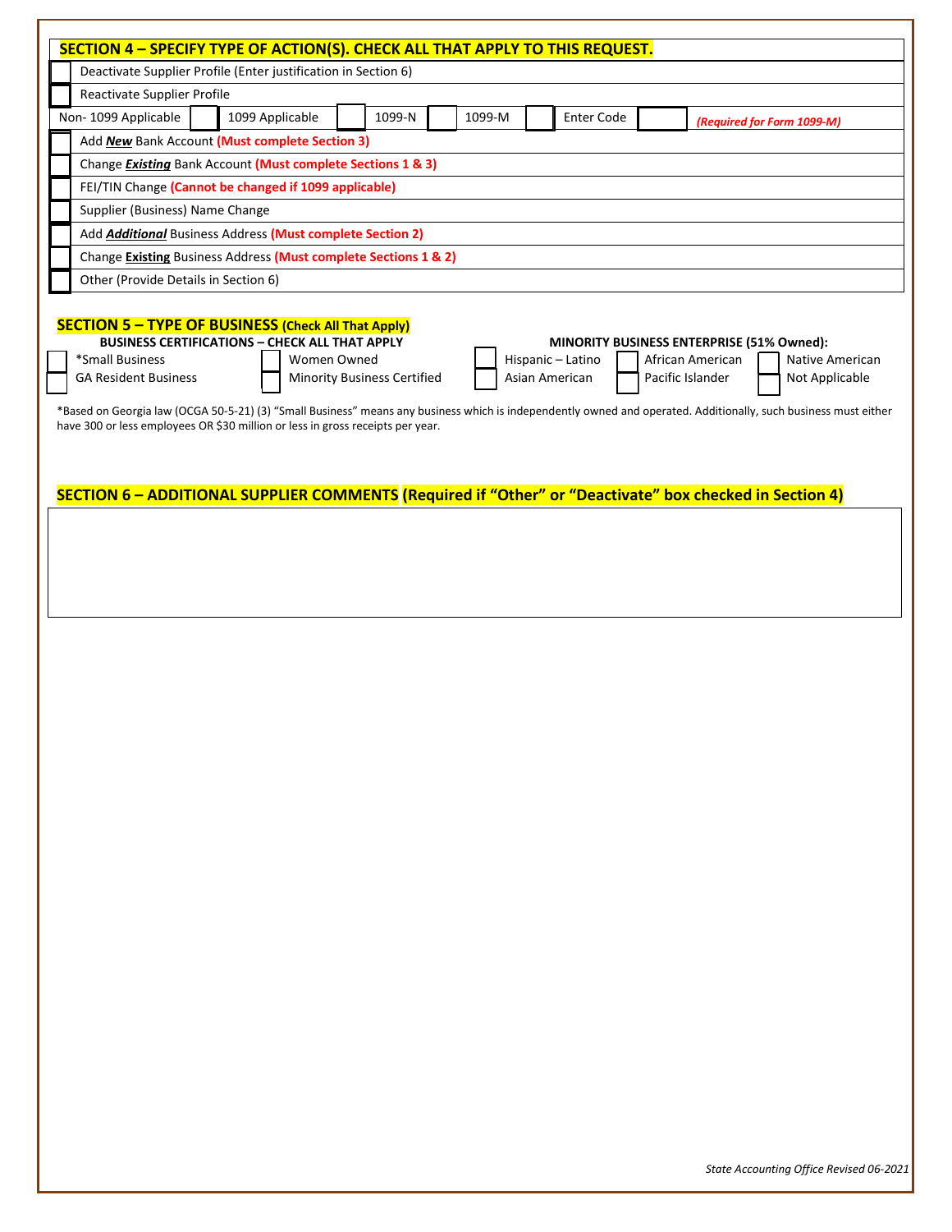## SECTION 4 – SPECIFY TYPE OF ACTION(S). CHECK ALL THAT APPLY TO THIS REQUEST.

| | |
|---|---|
| ☐ | Deactivate Supplier Profile (Enter justification in Section 6) |
| ☐ | Reactivate Supplier Profile |
| | Non- 1099 Applicable ☐ 1099 Applicable ☐ 1099-N ☐ 1099-M ☐ Enter Code ☐ *(Required for Form 1099-M)* |
| ☐ | Add ***New*** Bank Account **(Must complete Section 3)** |
| ☐ | Change ***Existing*** Bank Account **(Must complete Sections 1 & 3)** |
| ☐ | FEI/TIN Change **(Cannot be changed if 1099 applicable)** |
| ☐ | Supplier (Business) Name Change |
| ☐ | Add ***Additional*** Business Address **(Must complete Section 2)** |
| ☐ | Change **Existing** Business Address **(Must complete Sections 1 & 2)** |
| ☐ | Other (Provide Details in Section 6) |

## SECTION 5 – TYPE OF BUSINESS (Check All That Apply)

**BUSINESS CERTIFICATIONS – CHECK ALL THAT APPLY**

☐ *Small Business
☐ GA Resident Business
☐ Women Owned
☐ Minority Business Certified

**MINORITY BUSINESS ENTERPRISE (51% Owned):**

☐ Hispanic – Latino
☐ Asian American
☐ African American
☐ Pacific Islander
☐ Native American
☐ Not Applicable

*Based on Georgia law (OCGA 50-5-21) (3) "Small Business" means any business which is independently owned and operated. Additionally, such business must either have 300 or less employees OR $30 million or less in gross receipts per year.

## SECTION 6 – ADDITIONAL SUPPLIER COMMENTS (Required if "Other" or "Deactivate" box checked in Section 4)

*State Accounting Office Revised 06-2021*